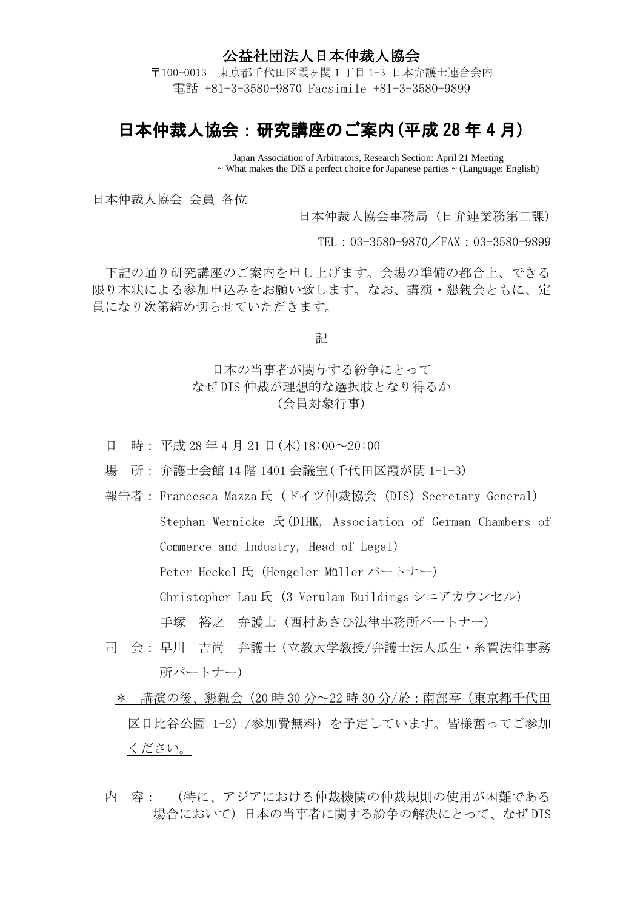公益社団法人日本仲裁人協会

〒100-0013　東京都千代田区霞ヶ関１丁目 1-3 日本弁護士連合会内
電話 +81-3-3580-9870 Facsimile +81-3-3580-9899

# 日本仲裁人協会：研究講座のご案内(平成 28 年 4 月)

Japan Association of Arbitrators, Research Section: April 21 Meeting
~ What makes the DIS a perfect choice for Japanese parties ~ (Language: English)

日本仲裁人協会 会員 各位

日本仲裁人協会事務局（日弁連業務第二課）

TEL：03-3580-9870／FAX：03-3580-9899

下記の通り研究講座のご案内を申し上げます。会場の準備の都合上、できる限り本状による参加申込みをお願い致します。なお、講演・懇親会ともに、定員になり次第締め切らせていただきます。

記

日本の当事者が関与する紛争にとって
なぜ DIS 仲裁が理想的な選択肢となり得るか
(会員対象行事)

日　時：平成 28 年 4 月 21 日(木)18:00～20:00

場　所：弁護士会館 14 階 1401 会議室(千代田区霞が関 1-1-3)

報告者：Francesca Mazza 氏（ドイツ仲裁協会 (DIS) Secretary General)
Stephan Wernicke 氏(DIHK, Association of German Chambers of Commerce and Industry, Head of Legal)
Peter Heckel 氏 (Hengeler Müller パートナー)
Christopher Lau 氏 (3 Verulam Buildings シニアカウンセル)
手塚　裕之　弁護士（西村あさひ法律事務所パートナー）

司　会：早川　吉尚　弁護士（立教大学教授/弁護士法人瓜生・糸賀法律事務所パートナー）

＊　講演の後、懇親会（20 時 30 分～22 時 30 分/於：南部亭（東京都千代田区日比谷公園 1-2）/参加費無料）を予定しています。皆様奮ってご参加ください。

内　容：　（特に、アジアにおける仲裁機関の仲裁規則の使用が困難である場合において）日本の当事者に関する紛争の解決にとって、なぜ DIS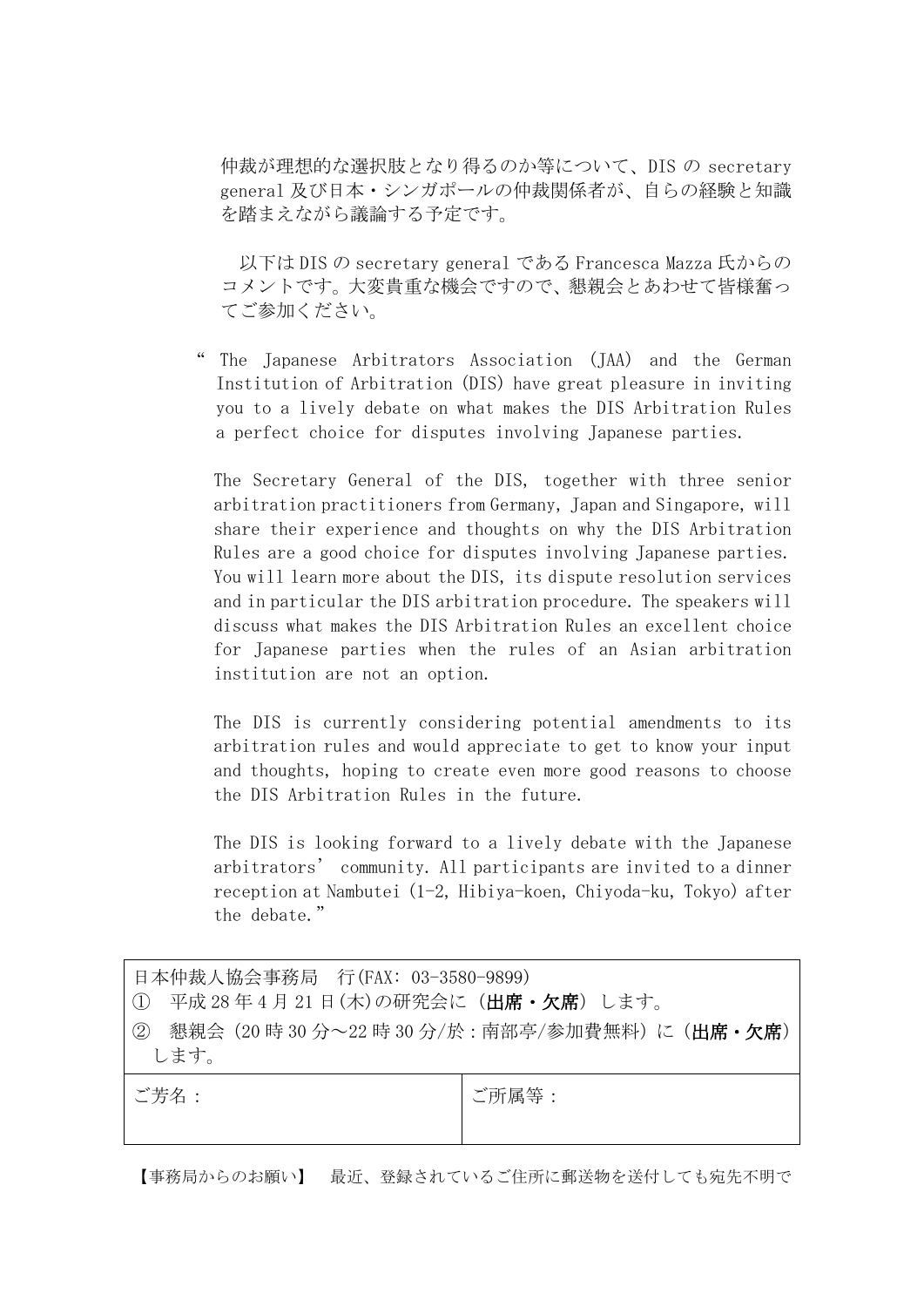仲裁が理想的な選択肢となり得るのか等について、DIS の secretary general 及び日本・シンガポールの仲裁関係者が、自らの経験と知識を踏まえながら議論する予定です。

以下は DIS の secretary general である Francesca Mazza 氏からのコメントです。大変貴重な機会ですので、懇親会とあわせて皆様奮ってご参加ください。

“ The Japanese Arbitrators Association (JAA) and the German Institution of Arbitration (DIS) have great pleasure in inviting you to a lively debate on what makes the DIS Arbitration Rules a perfect choice for disputes involving Japanese parties.

The Secretary General of the DIS, together with three senior arbitration practitioners from Germany, Japan and Singapore, will share their experience and thoughts on why the DIS Arbitration Rules are a good choice for disputes involving Japanese parties. You will learn more about the DIS, its dispute resolution services and in particular the DIS arbitration procedure. The speakers will discuss what makes the DIS Arbitration Rules an excellent choice for Japanese parties when the rules of an Asian arbitration institution are not an option.

The DIS is currently considering potential amendments to its arbitration rules and would appreciate to get to know your input and thoughts, hoping to create even more good reasons to choose the DIS Arbitration Rules in the future.

The DIS is looking forward to a lively debate with the Japanese arbitrators’ community. All participants are invited to a dinner reception at Nambutei (1-2, Hibiya-koen, Chiyoda-ku, Tokyo) after the debate.”

| 日本仲裁人協会事務局　行(FAX: 03-3580-9899)<br>① 平成 28 年 4 月 21 日(木)の研究会に（**出席・欠席**）します。<br>② 懇親会（20 時 30 分～22 時 30 分/於：南部亭/参加費無料）に（**出席・欠席**）します。 | |
|---|---|
| ご芳名： | ご所属等： |

【事務局からのお願い】　最近、登録されているご住所に郵送物を送付しても宛先不明で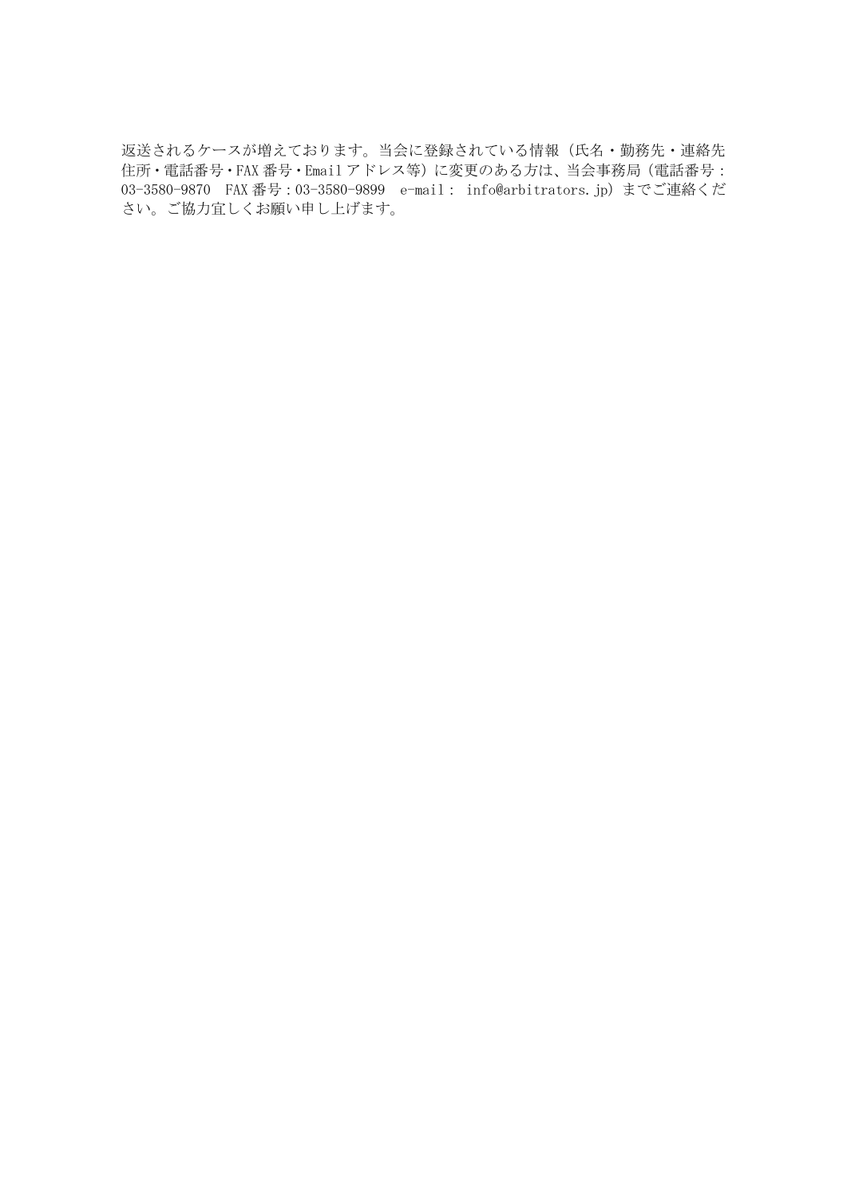返送されるケースが増えております。当会に登録されている情報（氏名・勤務先・連絡先住所・電話番号・FAX 番号・Email アドレス等）に変更のある方は、当会事務局（電話番号：03-3580-9870　FAX 番号：03-3580-9899　e-mail： info@arbitrators.jp）までご連絡ください。ご協力宜しくお願い申し上げます。